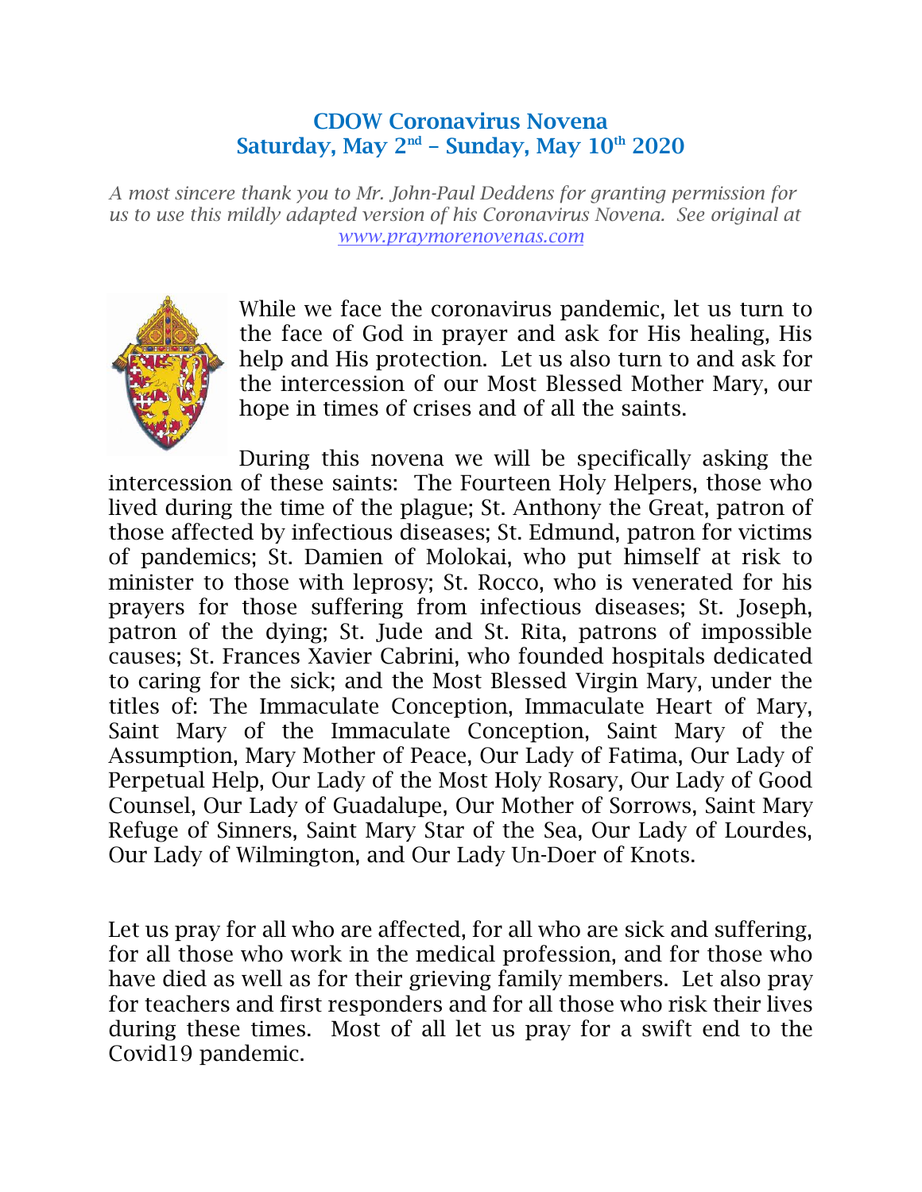# CDOW Coronavirus Novena
## Saturday, May 2nd – Sunday, May 10th 2020

*A most sincere thank you to Mr. John-Paul Deddens for granting permission for us to use this mildly adapted version of his Coronavirus Novena. See original at [www.praymorenovenas.com](www.praymorenovenas.com)*

While we face the coronavirus pandemic, let us turn to the face of God in prayer and ask for His healing, His help and His protection. Let us also turn to and ask for the intercession of our Most Blessed Mother Mary, our hope in times of crises and of all the saints.

During this novena we will be specifically asking the intercession of these saints: The Fourteen Holy Helpers, those who lived during the time of the plague; St. Anthony the Great, patron of those affected by infectious diseases; St. Edmund, patron for victims of pandemics; St. Damien of Molokai, who put himself at risk to minister to those with leprosy; St. Rocco, who is venerated for his prayers for those suffering from infectious diseases; St. Joseph, patron of the dying; St. Jude and St. Rita, patrons of impossible causes; St. Frances Xavier Cabrini, who founded hospitals dedicated to caring for the sick; and the Most Blessed Virgin Mary, under the titles of: The Immaculate Conception, Immaculate Heart of Mary, Saint Mary of the Immaculate Conception, Saint Mary of the Assumption, Mary Mother of Peace, Our Lady of Fatima, Our Lady of Perpetual Help, Our Lady of the Most Holy Rosary, Our Lady of Good Counsel, Our Lady of Guadalupe, Our Mother of Sorrows, Saint Mary Refuge of Sinners, Saint Mary Star of the Sea, Our Lady of Lourdes, Our Lady of Wilmington, and Our Lady Un-Doer of Knots.

Let us pray for all who are affected, for all who are sick and suffering, for all those who work in the medical profession, and for those who have died as well as for their grieving family members. Let also pray for teachers and first responders and for all those who risk their lives during these times. Most of all let us pray for a swift end to the Covid19 pandemic.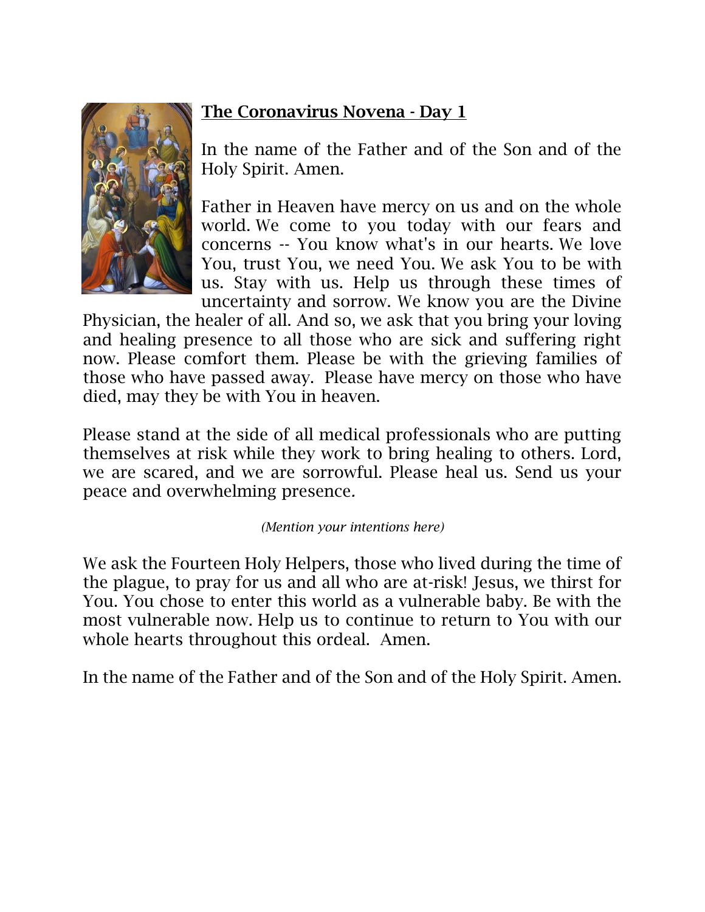**The Coronavirus Novena - Day 1**

In the name of the Father and of the Son and of the Holy Spirit. Amen.

Father in Heaven have mercy on us and on the whole world. We come to you today with our fears and concerns -- You know what's in our hearts. We love You, trust You, we need You. We ask You to be with us. Stay with us. Help us through these times of uncertainty and sorrow. We know you are the Divine Physician, the healer of all. And so, we ask that you bring your loving and healing presence to all those who are sick and suffering right now. Please comfort them. Please be with the grieving families of those who have passed away. Please have mercy on those who have died, may they be with You in heaven.

Please stand at the side of all medical professionals who are putting themselves at risk while they work to bring healing to others. Lord, we are scared, and we are sorrowful. Please heal us. Send us your peace and overwhelming presence.

*(Mention your intentions here)*

We ask the Fourteen Holy Helpers, those who lived during the time of the plague, to pray for us and all who are at-risk! Jesus, we thirst for You. You chose to enter this world as a vulnerable baby. Be with the most vulnerable now. Help us to continue to return to You with our whole hearts throughout this ordeal. Amen.

In the name of the Father and of the Son and of the Holy Spirit. Amen.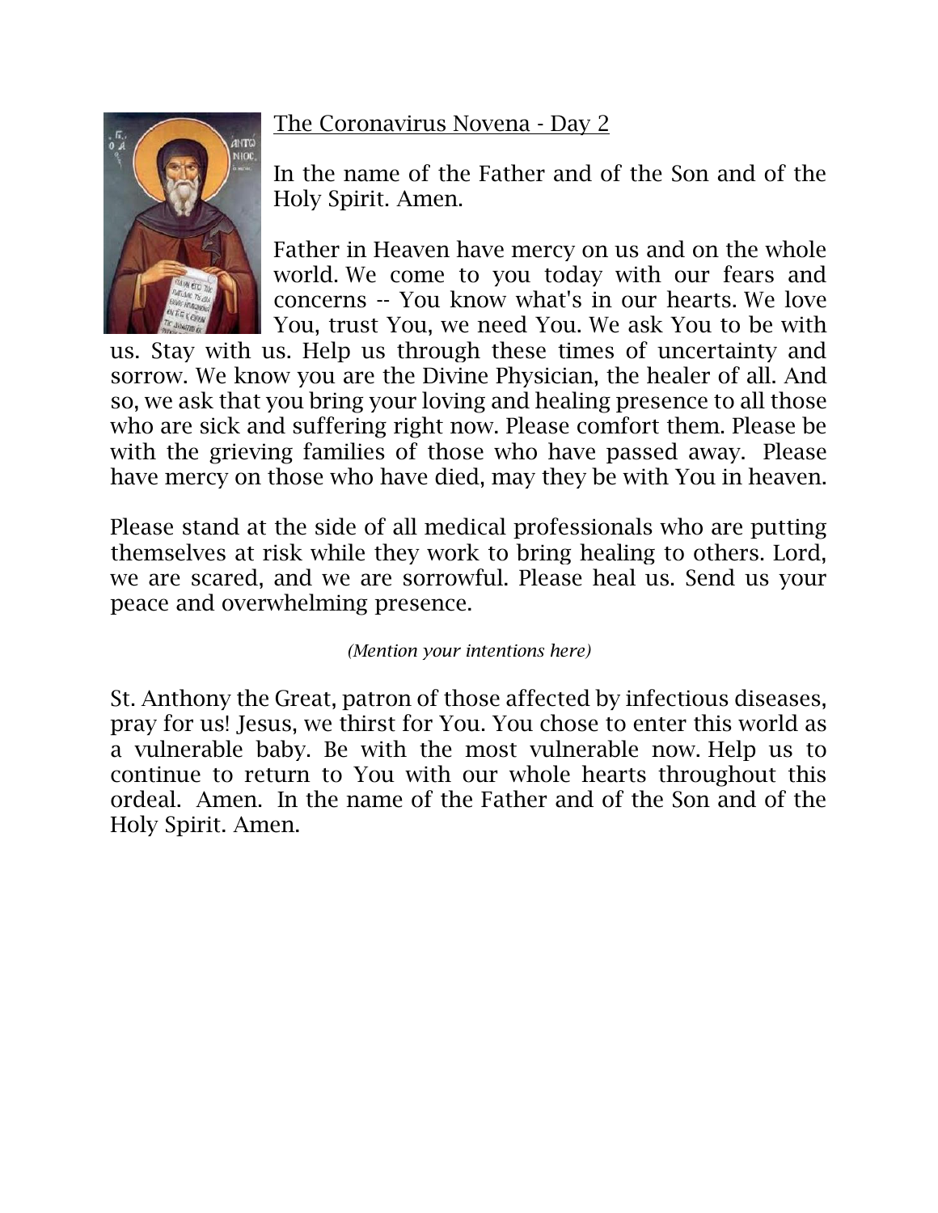The Coronavirus Novena - Day 2

In the name of the Father and of the Son and of the Holy Spirit. Amen.

Father in Heaven have mercy on us and on the whole world. We come to you today with our fears and concerns -- You know what's in our hearts. We love You, trust You, we need You. We ask You to be with us. Stay with us. Help us through these times of uncertainty and sorrow. We know you are the Divine Physician, the healer of all. And so, we ask that you bring your loving and healing presence to all those who are sick and suffering right now. Please comfort them. Please be with the grieving families of those who have passed away. Please have mercy on those who have died, may they be with You in heaven.

Please stand at the side of all medical professionals who are putting themselves at risk while they work to bring healing to others. Lord, we are scared, and we are sorrowful. Please heal us. Send us your peace and overwhelming presence.

*(Mention your intentions here)*

St. Anthony the Great, patron of those affected by infectious diseases, pray for us! Jesus, we thirst for You. You chose to enter this world as a vulnerable baby. Be with the most vulnerable now. Help us to continue to return to You with our whole hearts throughout this ordeal. Amen. In the name of the Father and of the Son and of the Holy Spirit. Amen.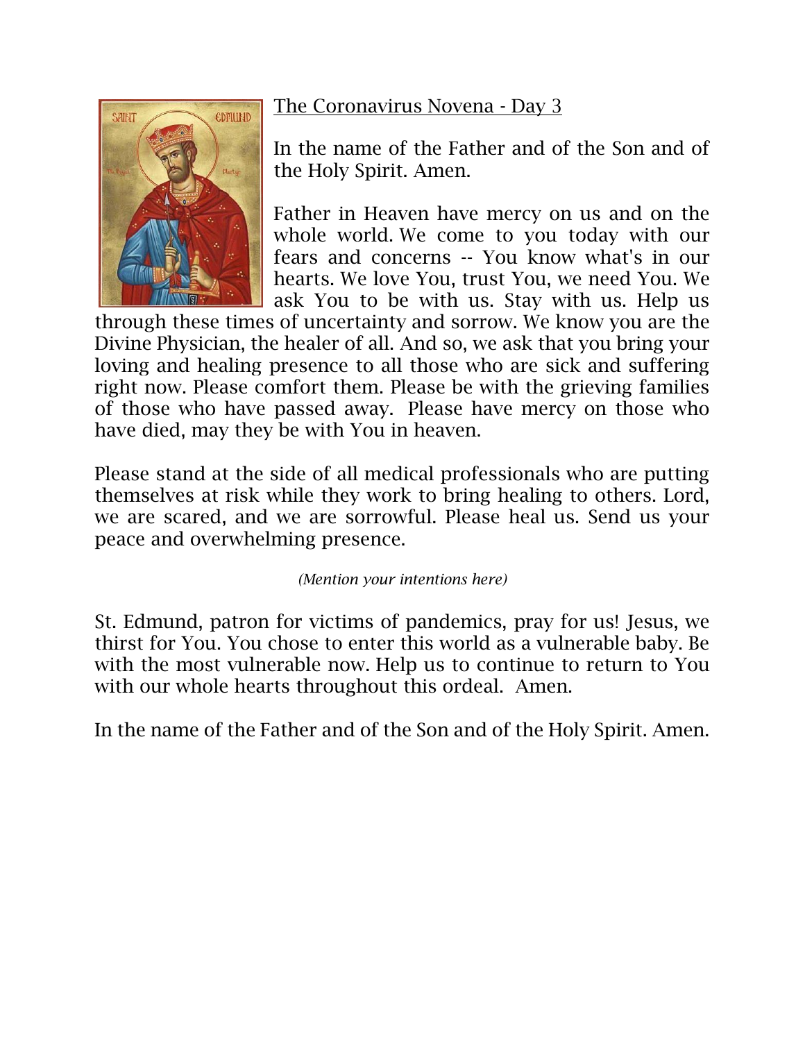The Coronavirus Novena - Day 3

In the name of the Father and of the Son and of the Holy Spirit. Amen.

Father in Heaven have mercy on us and on the whole world. We come to you today with our fears and concerns -- You know what's in our hearts. We love You, trust You, we need You. We ask You to be with us. Stay with us. Help us through these times of uncertainty and sorrow. We know you are the Divine Physician, the healer of all. And so, we ask that you bring your loving and healing presence to all those who are sick and suffering right now. Please comfort them. Please be with the grieving families of those who have passed away. Please have mercy on those who have died, may they be with You in heaven.

Please stand at the side of all medical professionals who are putting themselves at risk while they work to bring healing to others. Lord, we are scared, and we are sorrowful. Please heal us. Send us your peace and overwhelming presence.

*(Mention your intentions here)*

St. Edmund, patron for victims of pandemics, pray for us! Jesus, we thirst for You. You chose to enter this world as a vulnerable baby. Be with the most vulnerable now. Help us to continue to return to You with our whole hearts throughout this ordeal. Amen.

In the name of the Father and of the Son and of the Holy Spirit. Amen.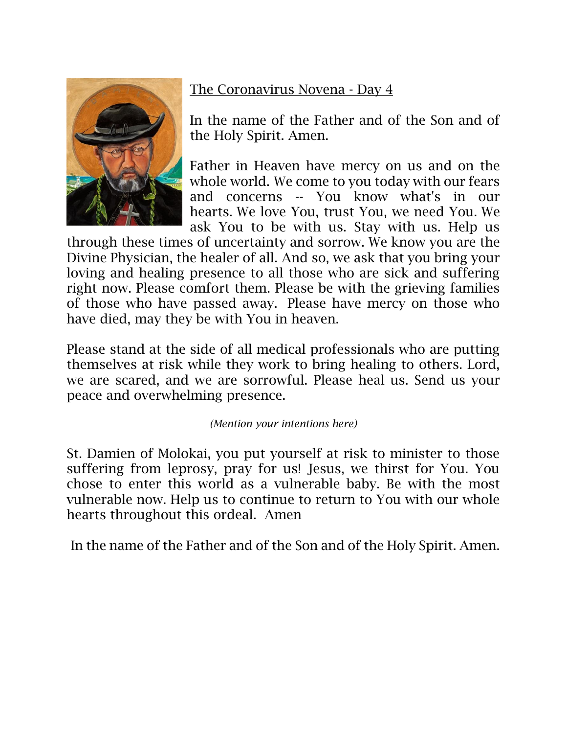The Coronavirus Novena - Day 4

In the name of the Father and of the Son and of the Holy Spirit. Amen.

Father in Heaven have mercy on us and on the whole world. We come to you today with our fears and concerns -- You know what's in our hearts. We love You, trust You, we need You. We ask You to be with us. Stay with us. Help us through these times of uncertainty and sorrow. We know you are the Divine Physician, the healer of all. And so, we ask that you bring your loving and healing presence to all those who are sick and suffering right now. Please comfort them. Please be with the grieving families of those who have passed away. Please have mercy on those who have died, may they be with You in heaven.

Please stand at the side of all medical professionals who are putting themselves at risk while they work to bring healing to others. Lord, we are scared, and we are sorrowful. Please heal us. Send us your peace and overwhelming presence.

*(Mention your intentions here)*

St. Damien of Molokai, you put yourself at risk to minister to those suffering from leprosy, pray for us! Jesus, we thirst for You. You chose to enter this world as a vulnerable baby. Be with the most vulnerable now. Help us to continue to return to You with our whole hearts throughout this ordeal. Amen

In the name of the Father and of the Son and of the Holy Spirit. Amen.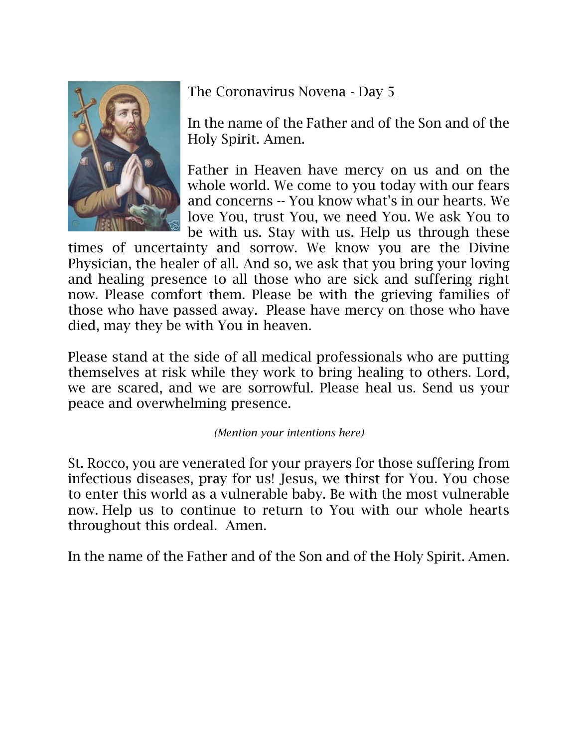## The Coronavirus Novena - Day 5

In the name of the Father and of the Son and of the Holy Spirit. Amen.

Father in Heaven have mercy on us and on the whole world. We come to you today with our fears and concerns -- You know what's in our hearts. We love You, trust You, we need You. We ask You to be with us. Stay with us. Help us through these times of uncertainty and sorrow. We know you are the Divine Physician, the healer of all. And so, we ask that you bring your loving and healing presence to all those who are sick and suffering right now. Please comfort them. Please be with the grieving families of those who have passed away. Please have mercy on those who have died, may they be with You in heaven.

Please stand at the side of all medical professionals who are putting themselves at risk while they work to bring healing to others. Lord, we are scared, and we are sorrowful. Please heal us. Send us your peace and overwhelming presence.

*(Mention your intentions here)*

St. Rocco, you are venerated for your prayers for those suffering from infectious diseases, pray for us! Jesus, we thirst for You. You chose to enter this world as a vulnerable baby. Be with the most vulnerable now. Help us to continue to return to You with our whole hearts throughout this ordeal. Amen.

In the name of the Father and of the Son and of the Holy Spirit. Amen.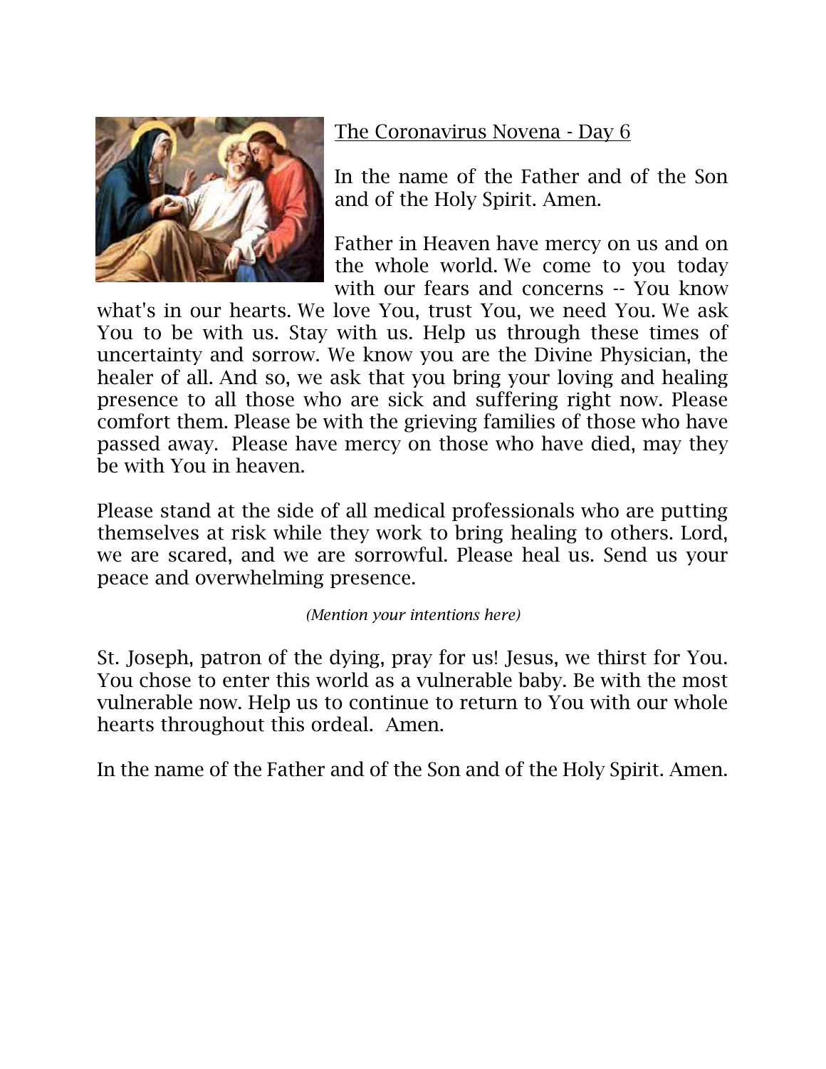The Coronavirus Novena - Day 6

In the name of the Father and of the Son and of the Holy Spirit. Amen.

Father in Heaven have mercy on us and on the whole world. We come to you today with our fears and concerns -- You know what's in our hearts. We love You, trust You, we need You. We ask You to be with us. Stay with us. Help us through these times of uncertainty and sorrow. We know you are the Divine Physician, the healer of all. And so, we ask that you bring your loving and healing presence to all those who are sick and suffering right now. Please comfort them. Please be with the grieving families of those who have passed away. Please have mercy on those who have died, may they be with You in heaven.

Please stand at the side of all medical professionals who are putting themselves at risk while they work to bring healing to others. Lord, we are scared, and we are sorrowful. Please heal us. Send us your peace and overwhelming presence.

*(Mention your intentions here)*

St. Joseph, patron of the dying, pray for us! Jesus, we thirst for You. You chose to enter this world as a vulnerable baby. Be with the most vulnerable now. Help us to continue to return to You with our whole hearts throughout this ordeal. Amen.

In the name of the Father and of the Son and of the Holy Spirit. Amen.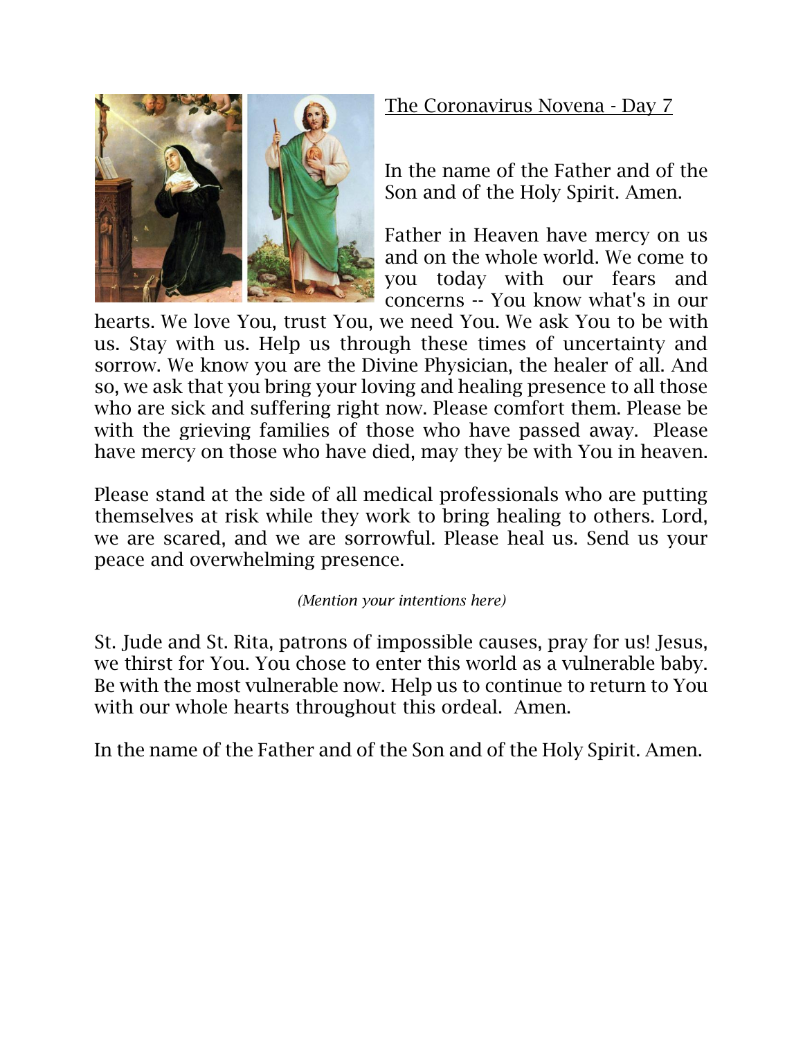The Coronavirus Novena - Day 7

In the name of the Father and of the Son and of the Holy Spirit. Amen.

Father in Heaven have mercy on us and on the whole world. We come to you today with our fears and concerns -- You know what's in our hearts. We love You, trust You, we need You. We ask You to be with us. Stay with us. Help us through these times of uncertainty and sorrow. We know you are the Divine Physician, the healer of all. And so, we ask that you bring your loving and healing presence to all those who are sick and suffering right now. Please comfort them. Please be with the grieving families of those who have passed away. Please have mercy on those who have died, may they be with You in heaven.

Please stand at the side of all medical professionals who are putting themselves at risk while they work to bring healing to others. Lord, we are scared, and we are sorrowful. Please heal us. Send us your peace and overwhelming presence.

*(Mention your intentions here)*

St. Jude and St. Rita, patrons of impossible causes, pray for us! Jesus, we thirst for You. You chose to enter this world as a vulnerable baby. Be with the most vulnerable now. Help us to continue to return to You with our whole hearts throughout this ordeal. Amen.

In the name of the Father and of the Son and of the Holy Spirit. Amen.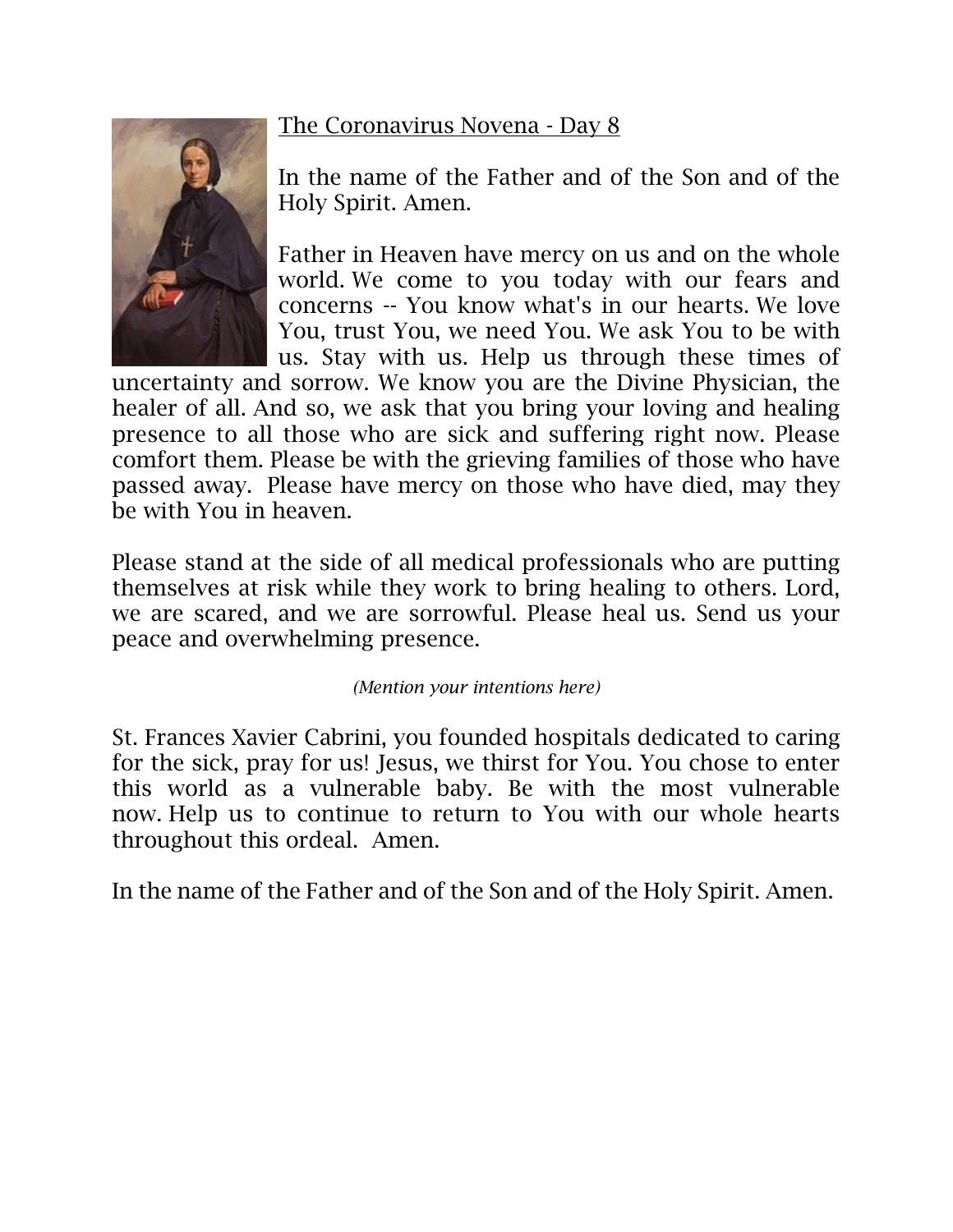The Coronavirus Novena - Day 8

In the name of the Father and of the Son and of the Holy Spirit. Amen.

Father in Heaven have mercy on us and on the whole world. We come to you today with our fears and concerns -- You know what's in our hearts. We love You, trust You, we need You. We ask You to be with us. Stay with us. Help us through these times of uncertainty and sorrow. We know you are the Divine Physician, the healer of all. And so, we ask that you bring your loving and healing presence to all those who are sick and suffering right now. Please comfort them. Please be with the grieving families of those who have passed away. Please have mercy on those who have died, may they be with You in heaven.

Please stand at the side of all medical professionals who are putting themselves at risk while they work to bring healing to others. Lord, we are scared, and we are sorrowful. Please heal us. Send us your peace and overwhelming presence.

*(Mention your intentions here)*

St. Frances Xavier Cabrini, you founded hospitals dedicated to caring for the sick, pray for us! Jesus, we thirst for You. You chose to enter this world as a vulnerable baby. Be with the most vulnerable now. Help us to continue to return to You with our whole hearts throughout this ordeal. Amen.

In the name of the Father and of the Son and of the Holy Spirit. Amen.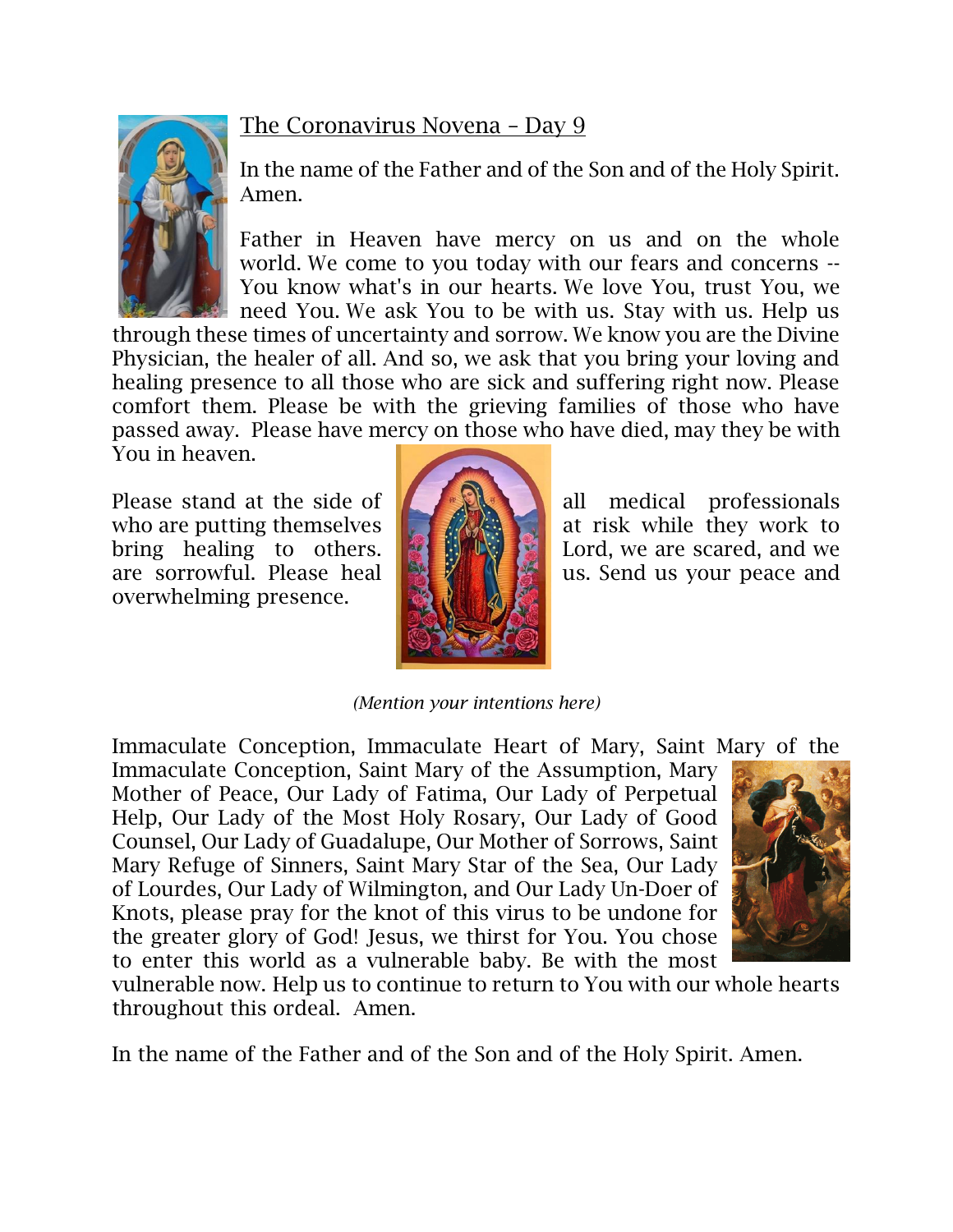## The Coronavirus Novena – Day 9

In the name of the Father and of the Son and of the Holy Spirit. Amen.

Father in Heaven have mercy on us and on the whole world. We come to you today with our fears and concerns -- You know what's in our hearts. We love You, trust You, we need You. We ask You to be with us. Stay with us. Help us through these times of uncertainty and sorrow. We know you are the Divine Physician, the healer of all. And so, we ask that you bring your loving and healing presence to all those who are sick and suffering right now. Please comfort them. Please be with the grieving families of those who have passed away. Please have mercy on those who have died, may they be with You in heaven.

Please stand at the side of all medical professionals who are putting themselves at risk while they work to bring healing to others. Lord, we are scared, and we are sorrowful. Please heal us. Send us your peace and overwhelming presence.

*(Mention your intentions here)*

Immaculate Conception, Immaculate Heart of Mary, Saint Mary of the Immaculate Conception, Saint Mary of the Assumption, Mary Mother of Peace, Our Lady of Fatima, Our Lady of Perpetual Help, Our Lady of the Most Holy Rosary, Our Lady of Good Counsel, Our Lady of Guadalupe, Our Mother of Sorrows, Saint Mary Refuge of Sinners, Saint Mary Star of the Sea, Our Lady of Lourdes, Our Lady of Wilmington, and Our Lady Un-Doer of Knots, please pray for the knot of this virus to be undone for the greater glory of God! Jesus, we thirst for You. You chose to enter this world as a vulnerable baby. Be with the most vulnerable now. Help us to continue to return to You with our whole hearts throughout this ordeal. Amen.

In the name of the Father and of the Son and of the Holy Spirit. Amen.